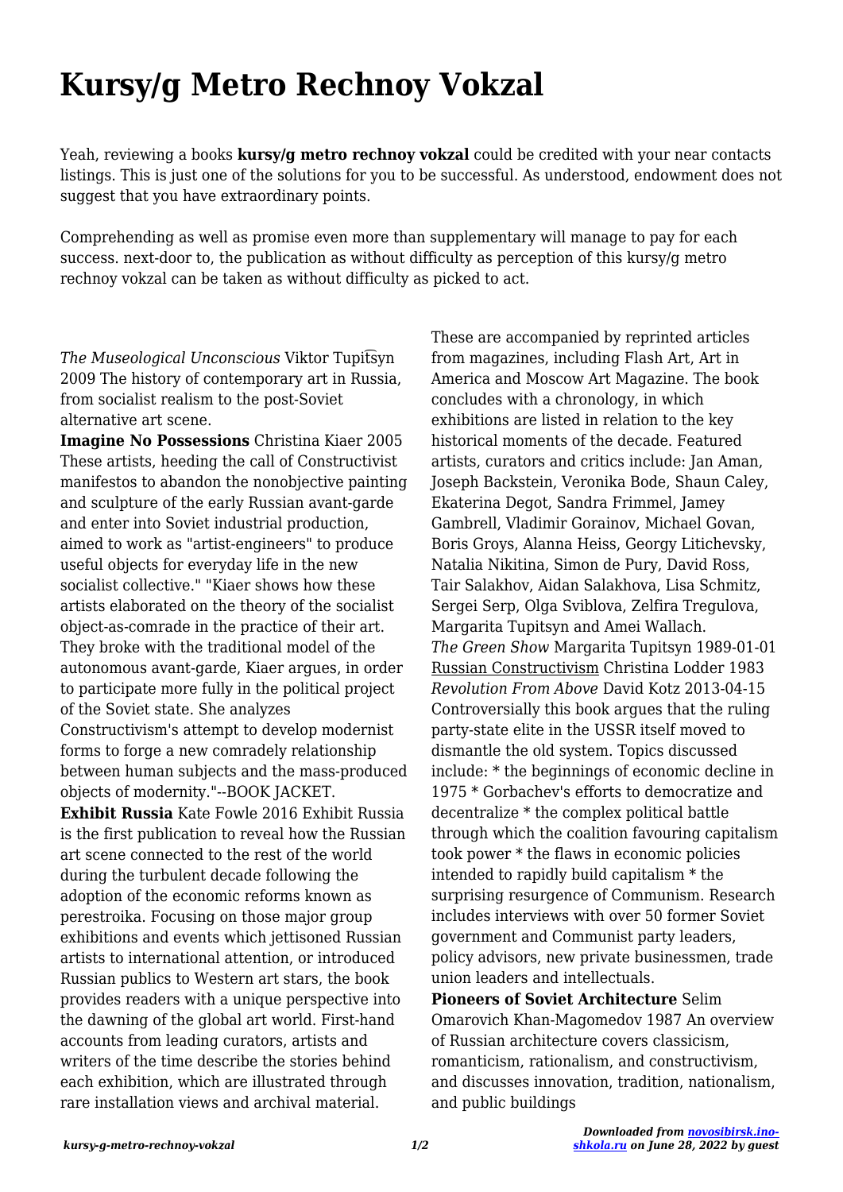# Kursy/g Metro Rechnoy Vokzal

Yeah, reviewing a books **kursy/g metro rechnoy vokzal** could be credited with your near contacts listings. This is just one of the solutions for you to be successful. As understood, endowment does not suggest that you have extraordinary points.

Comprehending as well as promise even more than supplementary will manage to pay for each success. next-door to, the publication as without difficulty as perception of this kursy/g metro rechnoy vokzal can be taken as without difficulty as picked to act.

*The Museological Unconscious* Viktor Tupit͡syn 2009 The history of contemporary art in Russia, from socialist realism to the post-Soviet alternative art scene.

**Imagine No Possessions** Christina Kiaer 2005 These artists, heeding the call of Constructivist manifestos to abandon the nonobjective painting and sculpture of the early Russian avant-garde and enter into Soviet industrial production, aimed to work as "artist-engineers" to produce useful objects for everyday life in the new socialist collective." "Kiaer shows how these artists elaborated on the theory of the socialist object-as-comrade in the practice of their art. They broke with the traditional model of the autonomous avant-garde, Kiaer argues, in order to participate more fully in the political project of the Soviet state. She analyzes Constructivism's attempt to develop modernist forms to forge a new comradely relationship between human subjects and the mass-produced objects of modernity."--BOOK JACKET.

**Exhibit Russia** Kate Fowle 2016 Exhibit Russia is the first publication to reveal how the Russian art scene connected to the rest of the world during the turbulent decade following the adoption of the economic reforms known as perestroika. Focusing on those major group exhibitions and events which jettisoned Russian artists to international attention, or introduced Russian publics to Western art stars, the book provides readers with a unique perspective into the dawning of the global art world. First-hand accounts from leading curators, artists and writers of the time describe the stories behind each exhibition, which are illustrated through rare installation views and archival material. These are accompanied by reprinted articles from magazines, including Flash Art, Art in America and Moscow Art Magazine. The book concludes with a chronology, in which exhibitions are listed in relation to the key historical moments of the decade. Featured artists, curators and critics include: Jan Aman, Joseph Backstein, Veronika Bode, Shaun Caley, Ekaterina Degot, Sandra Frimmel, Jamey Gambrell, Vladimir Gorainov, Michael Govan, Boris Groys, Alanna Heiss, Georgy Litichevsky, Natalia Nikitina, Simon de Pury, David Ross, Tair Salakhov, Aidan Salakhova, Lisa Schmitz, Sergei Serp, Olga Sviblova, Zelfira Tregulova, Margarita Tupitsyn and Amei Wallach.

*The Green Show* Margarita Tupitsyn 1989-01-01

Russian Constructivism Christina Lodder 1983

*Revolution From Above* David Kotz 2013-04-15 Controversially this book argues that the ruling party-state elite in the USSR itself moved to dismantle the old system. Topics discussed include: * the beginnings of economic decline in 1975 * Gorbachev's efforts to democratize and decentralize * the complex political battle through which the coalition favouring capitalism took power * the flaws in economic policies intended to rapidly build capitalism * the surprising resurgence of Communism. Research includes interviews with over 50 former Soviet government and Communist party leaders, policy advisors, new private businessmen, trade union leaders and intellectuals.

**Pioneers of Soviet Architecture** Selim Omarovich Khan-Magomedov 1987 An overview of Russian architecture covers classicism, romanticism, rationalism, and constructivism, and discusses innovation, tradition, nationalism, and public buildings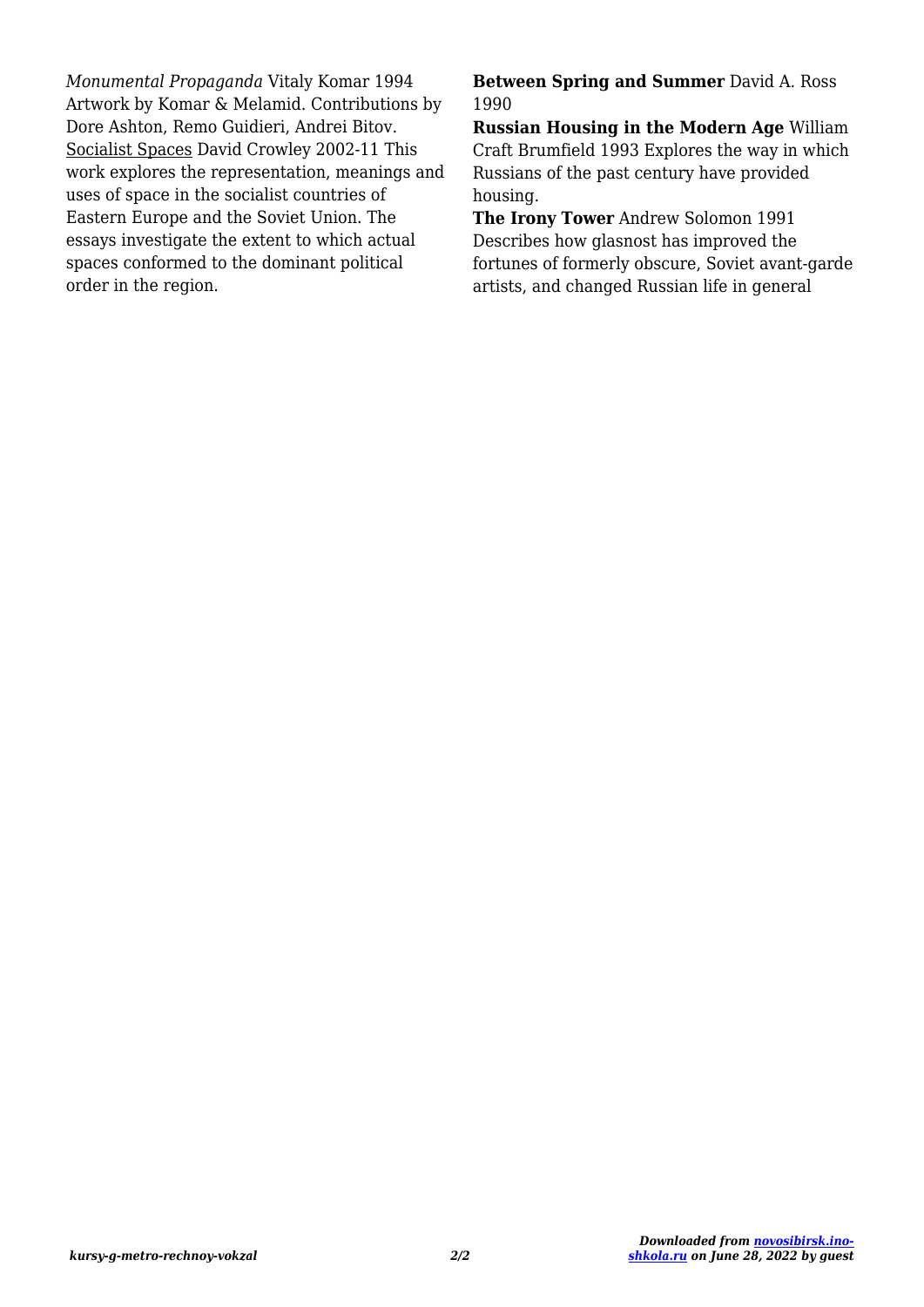*Monumental Propaganda* Vitaly Komar 1994 Artwork by Komar & Melamid. Contributions by Dore Ashton, Remo Guidieri, Andrei Bitov.

Socialist Spaces David Crowley 2002-11 This work explores the representation, meanings and uses of space in the socialist countries of Eastern Europe and the Soviet Union. The essays investigate the extent to which actual spaces conformed to the dominant political order in the region.

**Between Spring and Summer** David A. Ross 1990

**Russian Housing in the Modern Age** William Craft Brumfield 1993 Explores the way in which Russians of the past century have provided housing.

**The Irony Tower** Andrew Solomon 1991 Describes how glasnost has improved the fortunes of formerly obscure, Soviet avant-garde artists, and changed Russian life in general